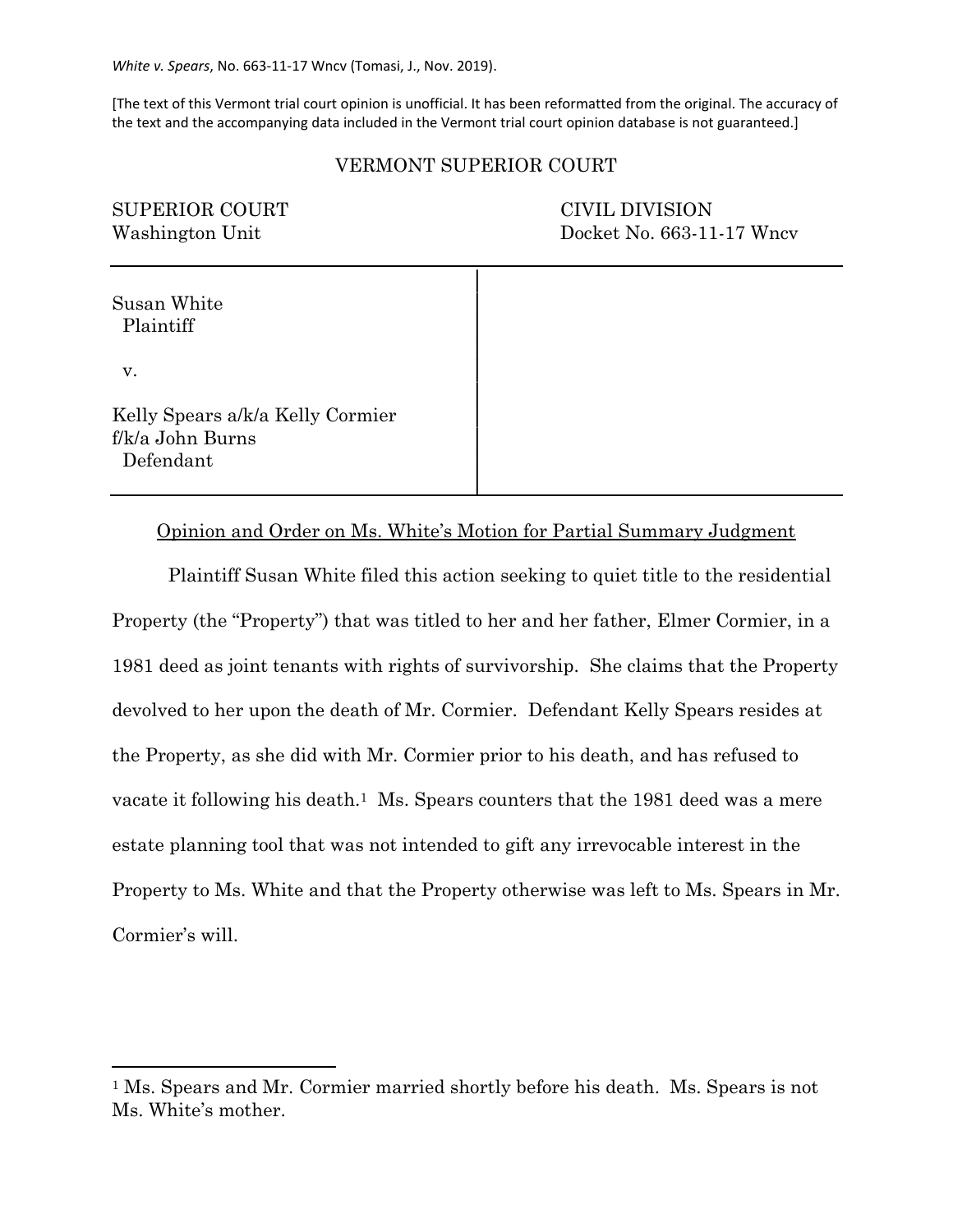*White v. Spears*, No. 663-11-17 Wncv (Tomasi, J., Nov. 2019).

[The text of this Vermont trial court opinion is unofficial. It has been reformatted from the original. The accuracy of the text and the accompanying data included in the Vermont trial court opinion database is not guaranteed.]

VERMONT SUPERIOR COURT

| | |
|---|---|
| SUPERIOR COURT<br>Washington Unit | CIVIL DIVISION<br>Docket No. 663-11-17 Wncv |

Susan White
Plaintiff

v.

Kelly Spears a/k/a Kelly Cormier
f/k/a John Burns
Defendant

Opinion and Order on Ms. White's Motion for Partial Summary Judgment

Plaintiff Susan White filed this action seeking to quiet title to the residential Property (the "Property") that was titled to her and her father, Elmer Cormier, in a 1981 deed as joint tenants with rights of survivorship. She claims that the Property devolved to her upon the death of Mr. Cormier. Defendant Kelly Spears resides at the Property, as she did with Mr. Cormier prior to his death, and has refused to vacate it following his death.[1] Ms. Spears counters that the 1981 deed was a mere estate planning tool that was not intended to gift any irrevocable interest in the Property to Ms. White and that the Property otherwise was left to Ms. Spears in Mr. Cormier's will.

[1] Ms. Spears and Mr. Cormier married shortly before his death. Ms. Spears is not Ms. White's mother.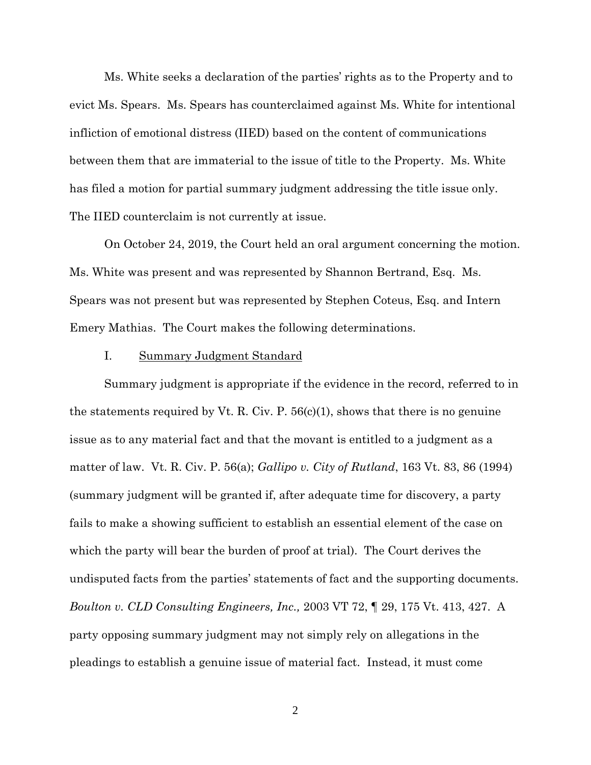Ms. White seeks a declaration of the parties' rights as to the Property and to evict Ms. Spears. Ms. Spears has counterclaimed against Ms. White for intentional infliction of emotional distress (IIED) based on the content of communications between them that are immaterial to the issue of title to the Property. Ms. White has filed a motion for partial summary judgment addressing the title issue only. The IIED counterclaim is not currently at issue.

On October 24, 2019, the Court held an oral argument concerning the motion. Ms. White was present and was represented by Shannon Bertrand, Esq. Ms. Spears was not present but was represented by Stephen Coteus, Esq. and Intern Emery Mathias. The Court makes the following determinations.

## I. Summary Judgment Standard

Summary judgment is appropriate if the evidence in the record, referred to in the statements required by Vt. R. Civ. P. 56(c)(1), shows that there is no genuine issue as to any material fact and that the movant is entitled to a judgment as a matter of law. Vt. R. Civ. P. 56(a); *Gallipo v. City of Rutland*, 163 Vt. 83, 86 (1994) (summary judgment will be granted if, after adequate time for discovery, a party fails to make a showing sufficient to establish an essential element of the case on which the party will bear the burden of proof at trial). The Court derives the undisputed facts from the parties' statements of fact and the supporting documents. *Boulton v. CLD Consulting Engineers, Inc.,* 2003 VT 72, ¶ 29, 175 Vt. 413, 427. A party opposing summary judgment may not simply rely on allegations in the pleadings to establish a genuine issue of material fact. Instead, it must come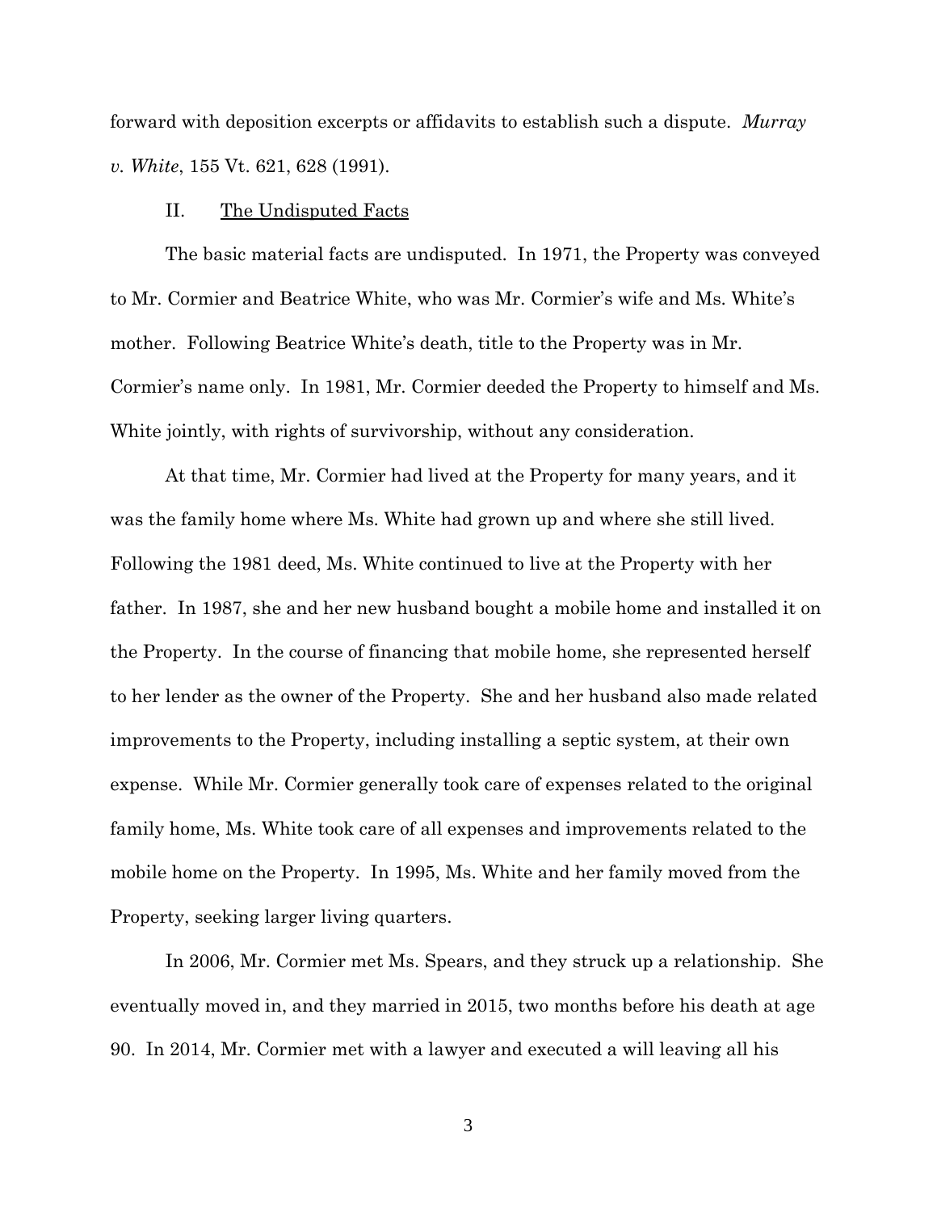forward with deposition excerpts or affidavits to establish such a dispute. *Murray v. White*, 155 Vt. 621, 628 (1991).

II. The Undisputed Facts

The basic material facts are undisputed. In 1971, the Property was conveyed to Mr. Cormier and Beatrice White, who was Mr. Cormier's wife and Ms. White's mother. Following Beatrice White's death, title to the Property was in Mr. Cormier's name only. In 1981, Mr. Cormier deeded the Property to himself and Ms. White jointly, with rights of survivorship, without any consideration.

At that time, Mr. Cormier had lived at the Property for many years, and it was the family home where Ms. White had grown up and where she still lived. Following the 1981 deed, Ms. White continued to live at the Property with her father. In 1987, she and her new husband bought a mobile home and installed it on the Property. In the course of financing that mobile home, she represented herself to her lender as the owner of the Property. She and her husband also made related improvements to the Property, including installing a septic system, at their own expense. While Mr. Cormier generally took care of expenses related to the original family home, Ms. White took care of all expenses and improvements related to the mobile home on the Property. In 1995, Ms. White and her family moved from the Property, seeking larger living quarters.

In 2006, Mr. Cormier met Ms. Spears, and they struck up a relationship. She eventually moved in, and they married in 2015, two months before his death at age 90. In 2014, Mr. Cormier met with a lawyer and executed a will leaving all his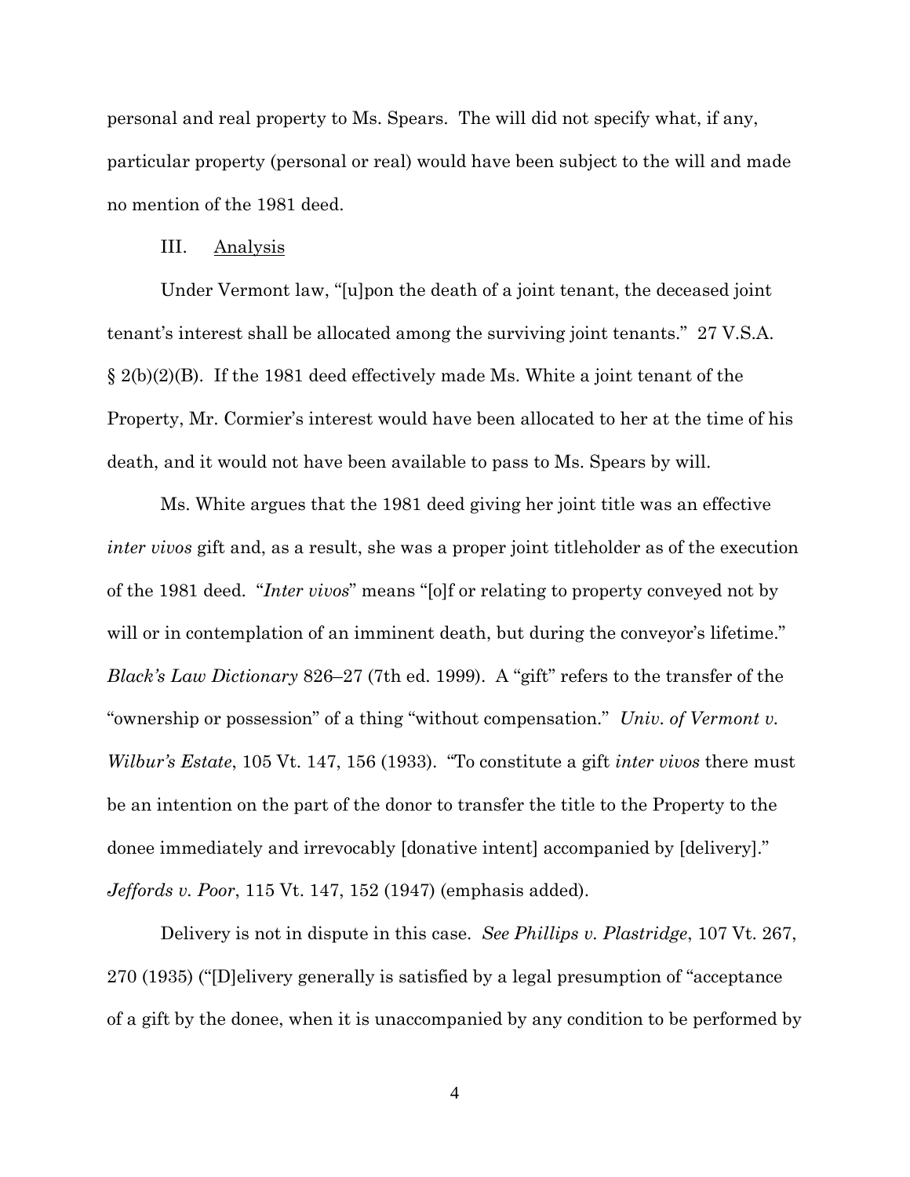personal and real property to Ms. Spears. The will did not specify what, if any, particular property (personal or real) would have been subject to the will and made no mention of the 1981 deed.

III. Analysis

Under Vermont law, "[u]pon the death of a joint tenant, the deceased joint tenant's interest shall be allocated among the surviving joint tenants." 27 V.S.A. § 2(b)(2)(B). If the 1981 deed effectively made Ms. White a joint tenant of the Property, Mr. Cormier's interest would have been allocated to her at the time of his death, and it would not have been available to pass to Ms. Spears by will.

Ms. White argues that the 1981 deed giving her joint title was an effective *inter vivos* gift and, as a result, she was a proper joint titleholder as of the execution of the 1981 deed. "*Inter vivos*" means "[o]f or relating to property conveyed not by will or in contemplation of an imminent death, but during the conveyor's lifetime." *Black's Law Dictionary* 826–27 (7th ed. 1999). A "gift" refers to the transfer of the "ownership or possession" of a thing "without compensation." *Univ. of Vermont v. Wilbur's Estate*, 105 Vt. 147, 156 (1933). "To constitute a gift *inter vivos* there must be an intention on the part of the donor to transfer the title to the Property to the donee immediately and irrevocably [donative intent] accompanied by [delivery]." *Jeffords v. Poor*, 115 Vt. 147, 152 (1947) (emphasis added).

Delivery is not in dispute in this case. *See Phillips v. Plastridge*, 107 Vt. 267, 270 (1935) ("[D]elivery generally is satisfied by a legal presumption of "acceptance of a gift by the donee, when it is unaccompanied by any condition to be performed by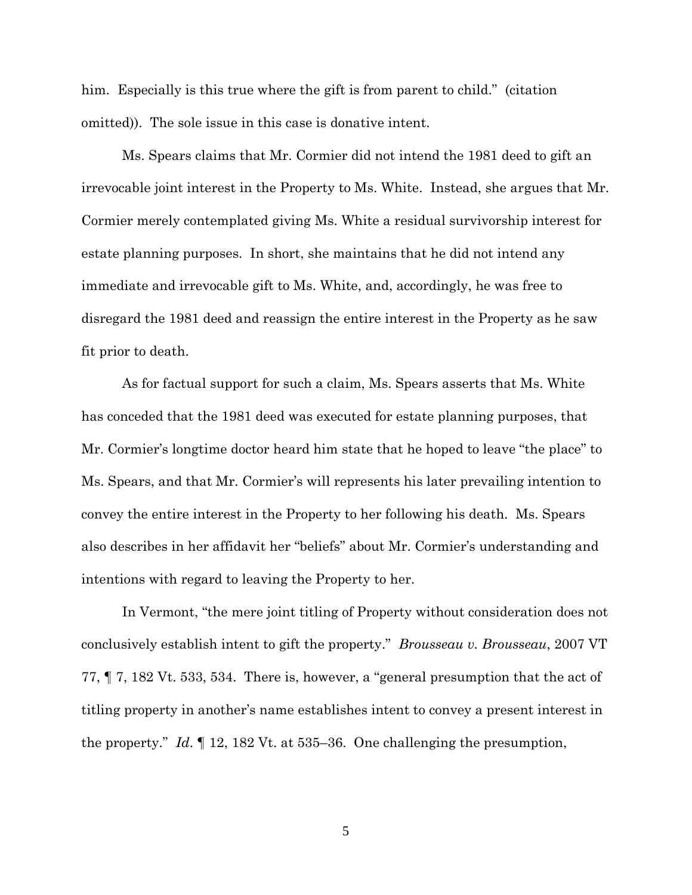him. Especially is this true where the gift is from parent to child." (citation omitted)). The sole issue in this case is donative intent.

Ms. Spears claims that Mr. Cormier did not intend the 1981 deed to gift an irrevocable joint interest in the Property to Ms. White. Instead, she argues that Mr. Cormier merely contemplated giving Ms. White a residual survivorship interest for estate planning purposes. In short, she maintains that he did not intend any immediate and irrevocable gift to Ms. White, and, accordingly, he was free to disregard the 1981 deed and reassign the entire interest in the Property as he saw fit prior to death.

As for factual support for such a claim, Ms. Spears asserts that Ms. White has conceded that the 1981 deed was executed for estate planning purposes, that Mr. Cormier's longtime doctor heard him state that he hoped to leave "the place" to Ms. Spears, and that Mr. Cormier's will represents his later prevailing intention to convey the entire interest in the Property to her following his death. Ms. Spears also describes in her affidavit her "beliefs" about Mr. Cormier's understanding and intentions with regard to leaving the Property to her.

In Vermont, "the mere joint titling of Property without consideration does not conclusively establish intent to gift the property." *Brousseau v. Brousseau*, 2007 VT 77, ¶ 7, 182 Vt. 533, 534. There is, however, a "general presumption that the act of titling property in another's name establishes intent to convey a present interest in the property." *Id*. ¶ 12, 182 Vt. at 535–36. One challenging the presumption,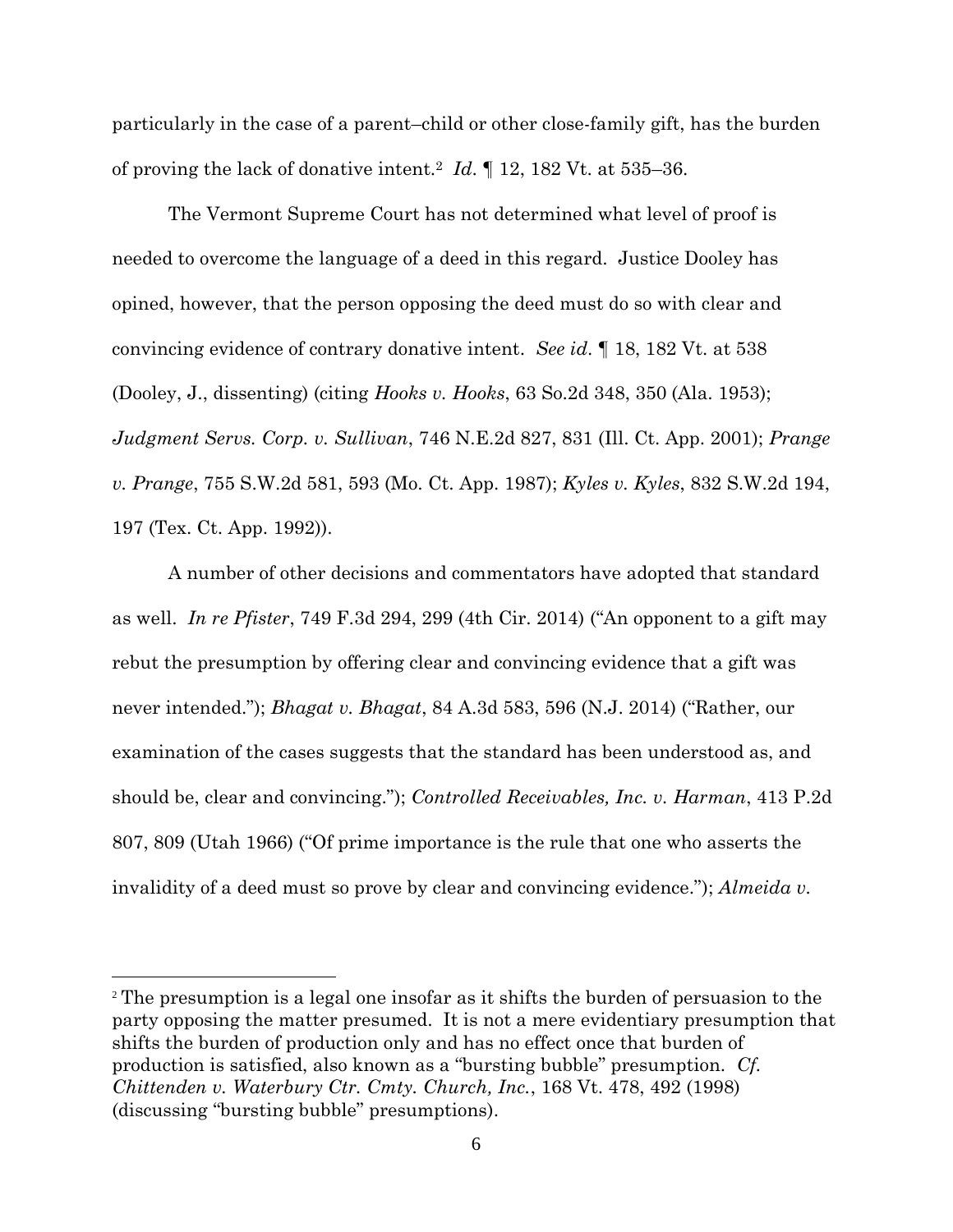particularly in the case of a parent–child or other close-family gift, has the burden of proving the lack of donative intent.[2] *Id*. ¶ 12, 182 Vt. at 535–36.

The Vermont Supreme Court has not determined what level of proof is needed to overcome the language of a deed in this regard. Justice Dooley has opined, however, that the person opposing the deed must do so with clear and convincing evidence of contrary donative intent. *See id*. ¶ 18, 182 Vt. at 538 (Dooley, J., dissenting) (citing *Hooks v. Hooks*, 63 So.2d 348, 350 (Ala. 1953); *Judgment Servs. Corp. v. Sullivan*, 746 N.E.2d 827, 831 (Ill. Ct. App. 2001); *Prange v. Prange*, 755 S.W.2d 581, 593 (Mo. Ct. App. 1987); *Kyles v. Kyles*, 832 S.W.2d 194, 197 (Tex. Ct. App. 1992)).

A number of other decisions and commentators have adopted that standard as well. *In re Pfister*, 749 F.3d 294, 299 (4th Cir. 2014) ("An opponent to a gift may rebut the presumption by offering clear and convincing evidence that a gift was never intended."); *Bhagat v. Bhagat*, 84 A.3d 583, 596 (N.J. 2014) ("Rather, our examination of the cases suggests that the standard has been understood as, and should be, clear and convincing."); *Controlled Receivables, Inc. v. Harman*, 413 P.2d 807, 809 (Utah 1966) ("Of prime importance is the rule that one who asserts the invalidity of a deed must so prove by clear and convincing evidence."); *Almeida v.*

---

[2] The presumption is a legal one insofar as it shifts the burden of persuasion to the party opposing the matter presumed. It is not a mere evidentiary presumption that shifts the burden of production only and has no effect once that burden of production is satisfied, also known as a "bursting bubble" presumption. *Cf. Chittenden v. Waterbury Ctr. Cmty. Church, Inc.*, 168 Vt. 478, 492 (1998) (discussing "bursting bubble" presumptions).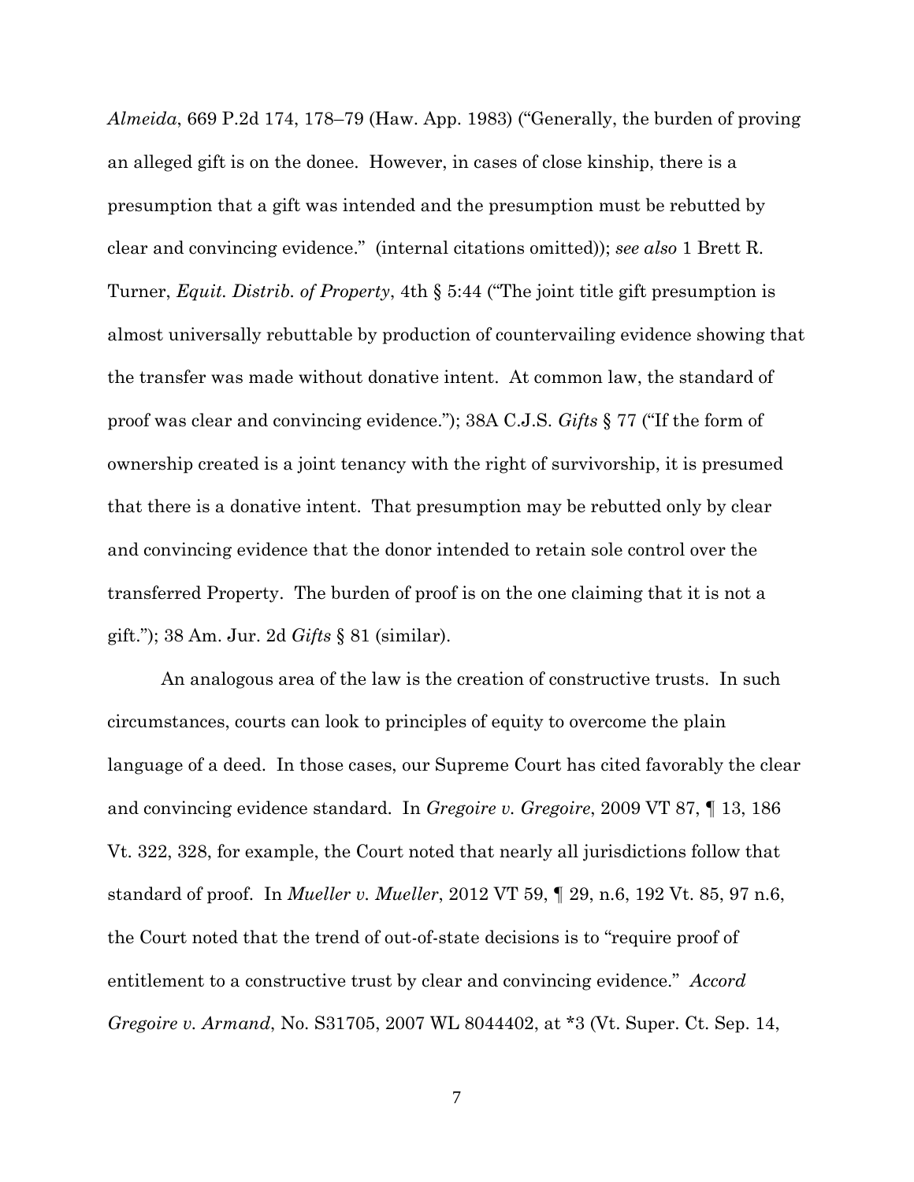*Almeida*, 669 P.2d 174, 178–79 (Haw. App. 1983) ("Generally, the burden of proving an alleged gift is on the donee. However, in cases of close kinship, there is a presumption that a gift was intended and the presumption must be rebutted by clear and convincing evidence." (internal citations omitted)); *see also* 1 Brett R. Turner, *Equit. Distrib. of Property*, 4th § 5:44 ("The joint title gift presumption is almost universally rebuttable by production of countervailing evidence showing that the transfer was made without donative intent. At common law, the standard of proof was clear and convincing evidence."); 38A C.J.S. *Gifts* § 77 ("If the form of ownership created is a joint tenancy with the right of survivorship, it is presumed that there is a donative intent. That presumption may be rebutted only by clear and convincing evidence that the donor intended to retain sole control over the transferred Property. The burden of proof is on the one claiming that it is not a gift."); 38 Am. Jur. 2d *Gifts* § 81 (similar).

An analogous area of the law is the creation of constructive trusts. In such circumstances, courts can look to principles of equity to overcome the plain language of a deed. In those cases, our Supreme Court has cited favorably the clear and convincing evidence standard. In *Gregoire v. Gregoire*, 2009 VT 87, ¶ 13, 186 Vt. 322, 328, for example, the Court noted that nearly all jurisdictions follow that standard of proof. In *Mueller v. Mueller*, 2012 VT 59, ¶ 29, n.6, 192 Vt. 85, 97 n.6, the Court noted that the trend of out-of-state decisions is to "require proof of entitlement to a constructive trust by clear and convincing evidence." *Accord Gregoire v. Armand*, No. S31705, 2007 WL 8044402, at *3 (Vt. Super. Ct. Sep. 14,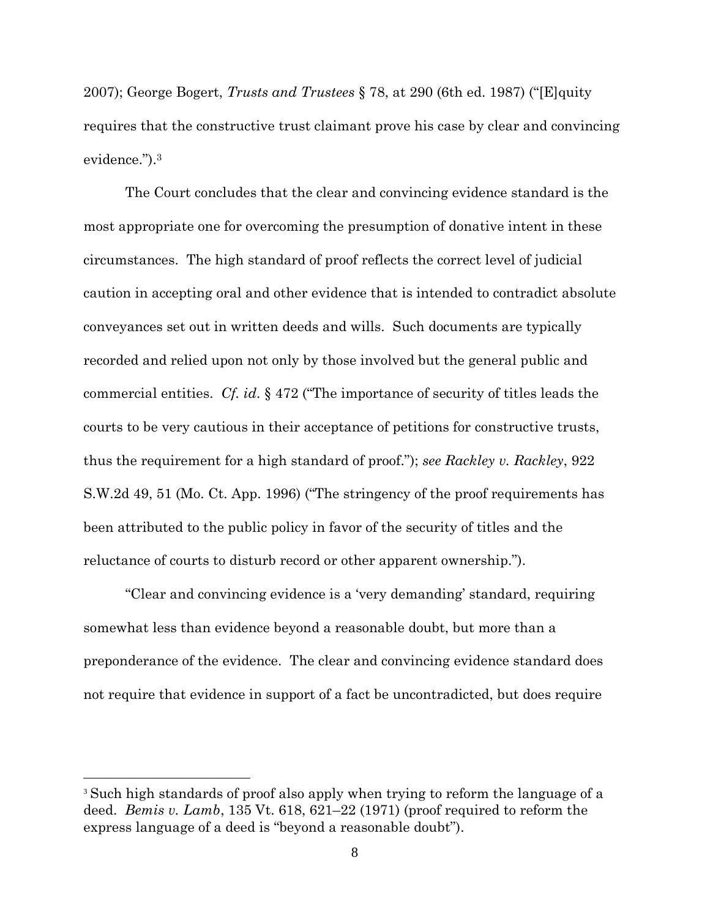2007); George Bogert, *Trusts and Trustees* § 78, at 290 (6th ed. 1987) ("[E]quity requires that the constructive trust claimant prove his case by clear and convincing evidence.").[3]

The Court concludes that the clear and convincing evidence standard is the most appropriate one for overcoming the presumption of donative intent in these circumstances. The high standard of proof reflects the correct level of judicial caution in accepting oral and other evidence that is intended to contradict absolute conveyances set out in written deeds and wills. Such documents are typically recorded and relied upon not only by those involved but the general public and commercial entities. *Cf. id*. § 472 ("The importance of security of titles leads the courts to be very cautious in their acceptance of petitions for constructive trusts, thus the requirement for a high standard of proof."); *see Rackley v. Rackley*, 922 S.W.2d 49, 51 (Mo. Ct. App. 1996) ("The stringency of the proof requirements has been attributed to the public policy in favor of the security of titles and the reluctance of courts to disturb record or other apparent ownership.").

"Clear and convincing evidence is a 'very demanding' standard, requiring somewhat less than evidence beyond a reasonable doubt, but more than a preponderance of the evidence. The clear and convincing evidence standard does not require that evidence in support of a fact be uncontradicted, but does require

---

[3] Such high standards of proof also apply when trying to reform the language of a deed. *Bemis v. Lamb*, 135 Vt. 618, 621–22 (1971) (proof required to reform the express language of a deed is "beyond a reasonable doubt").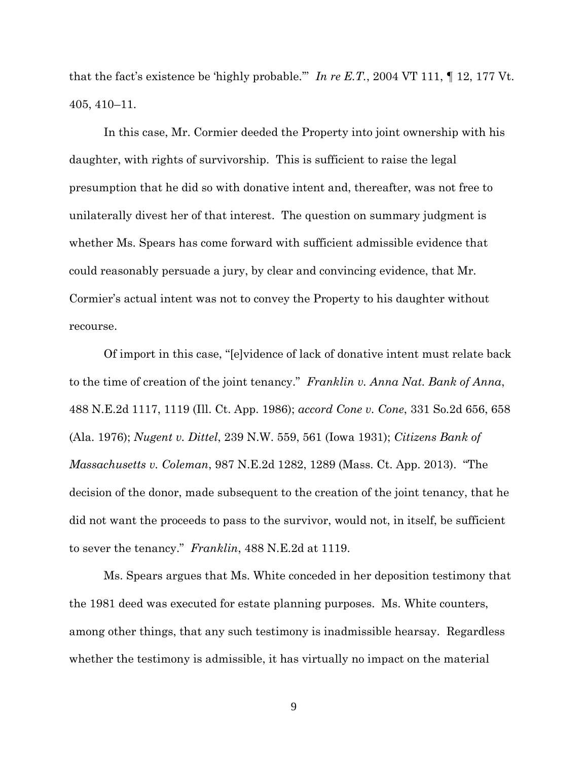that the fact's existence be 'highly probable.'" *In re E.T.*, 2004 VT 111, ¶ 12, 177 Vt. 405, 410–11.

In this case, Mr. Cormier deeded the Property into joint ownership with his daughter, with rights of survivorship. This is sufficient to raise the legal presumption that he did so with donative intent and, thereafter, was not free to unilaterally divest her of that interest. The question on summary judgment is whether Ms. Spears has come forward with sufficient admissible evidence that could reasonably persuade a jury, by clear and convincing evidence, that Mr. Cormier's actual intent was not to convey the Property to his daughter without recourse.

Of import in this case, "[e]vidence of lack of donative intent must relate back to the time of creation of the joint tenancy." *Franklin v. Anna Nat. Bank of Anna*, 488 N.E.2d 1117, 1119 (Ill. Ct. App. 1986); *accord Cone v. Cone*, 331 So.2d 656, 658 (Ala. 1976); *Nugent v. Dittel*, 239 N.W. 559, 561 (Iowa 1931); *Citizens Bank of Massachusetts v. Coleman*, 987 N.E.2d 1282, 1289 (Mass. Ct. App. 2013). "The decision of the donor, made subsequent to the creation of the joint tenancy, that he did not want the proceeds to pass to the survivor, would not, in itself, be sufficient to sever the tenancy." *Franklin*, 488 N.E.2d at 1119.

Ms. Spears argues that Ms. White conceded in her deposition testimony that the 1981 deed was executed for estate planning purposes. Ms. White counters, among other things, that any such testimony is inadmissible hearsay. Regardless whether the testimony is admissible, it has virtually no impact on the material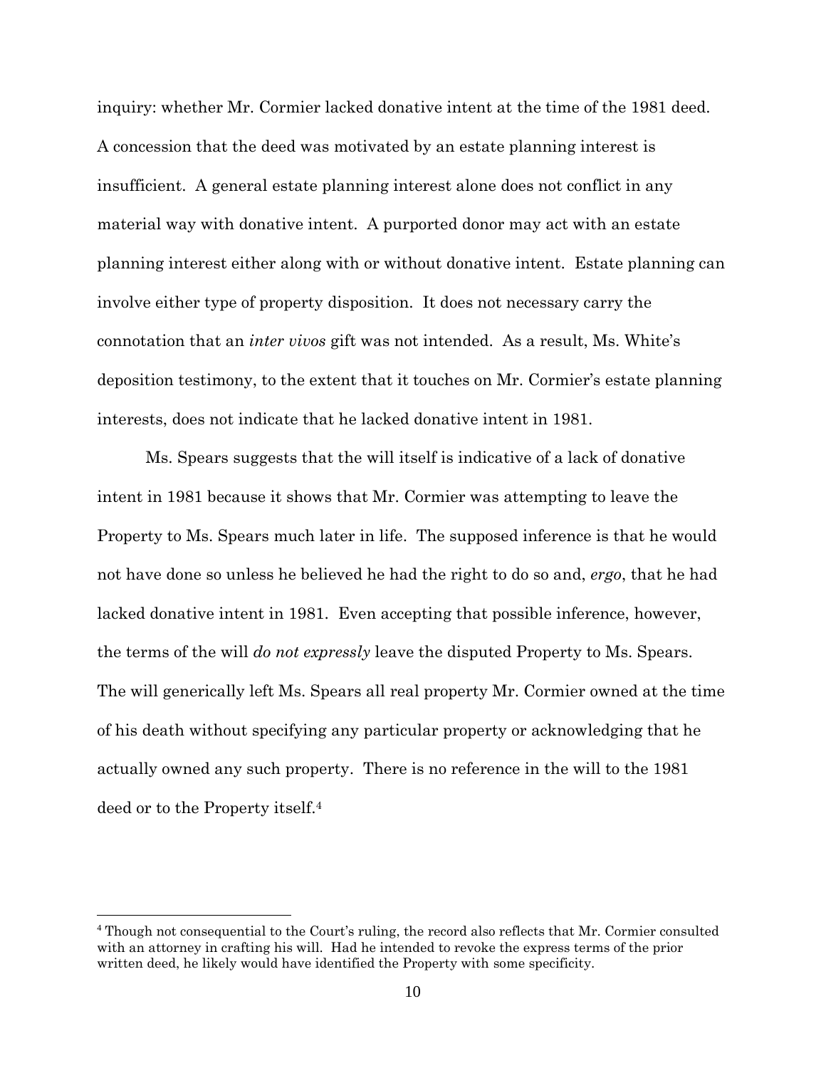inquiry: whether Mr. Cormier lacked donative intent at the time of the 1981 deed. A concession that the deed was motivated by an estate planning interest is insufficient. A general estate planning interest alone does not conflict in any material way with donative intent. A purported donor may act with an estate planning interest either along with or without donative intent. Estate planning can involve either type of property disposition. It does not necessary carry the connotation that an *inter vivos* gift was not intended. As a result, Ms. White's deposition testimony, to the extent that it touches on Mr. Cormier's estate planning interests, does not indicate that he lacked donative intent in 1981.

Ms. Spears suggests that the will itself is indicative of a lack of donative intent in 1981 because it shows that Mr. Cormier was attempting to leave the Property to Ms. Spears much later in life. The supposed inference is that he would not have done so unless he believed he had the right to do so and, *ergo*, that he had lacked donative intent in 1981. Even accepting that possible inference, however, the terms of the will *do not expressly* leave the disputed Property to Ms. Spears. The will generically left Ms. Spears all real property Mr. Cormier owned at the time of his death without specifying any particular property or acknowledging that he actually owned any such property. There is no reference in the will to the 1981 deed or to the Property itself.[4]

---

[4] Though not consequential to the Court's ruling, the record also reflects that Mr. Cormier consulted with an attorney in crafting his will. Had he intended to revoke the express terms of the prior written deed, he likely would have identified the Property with some specificity.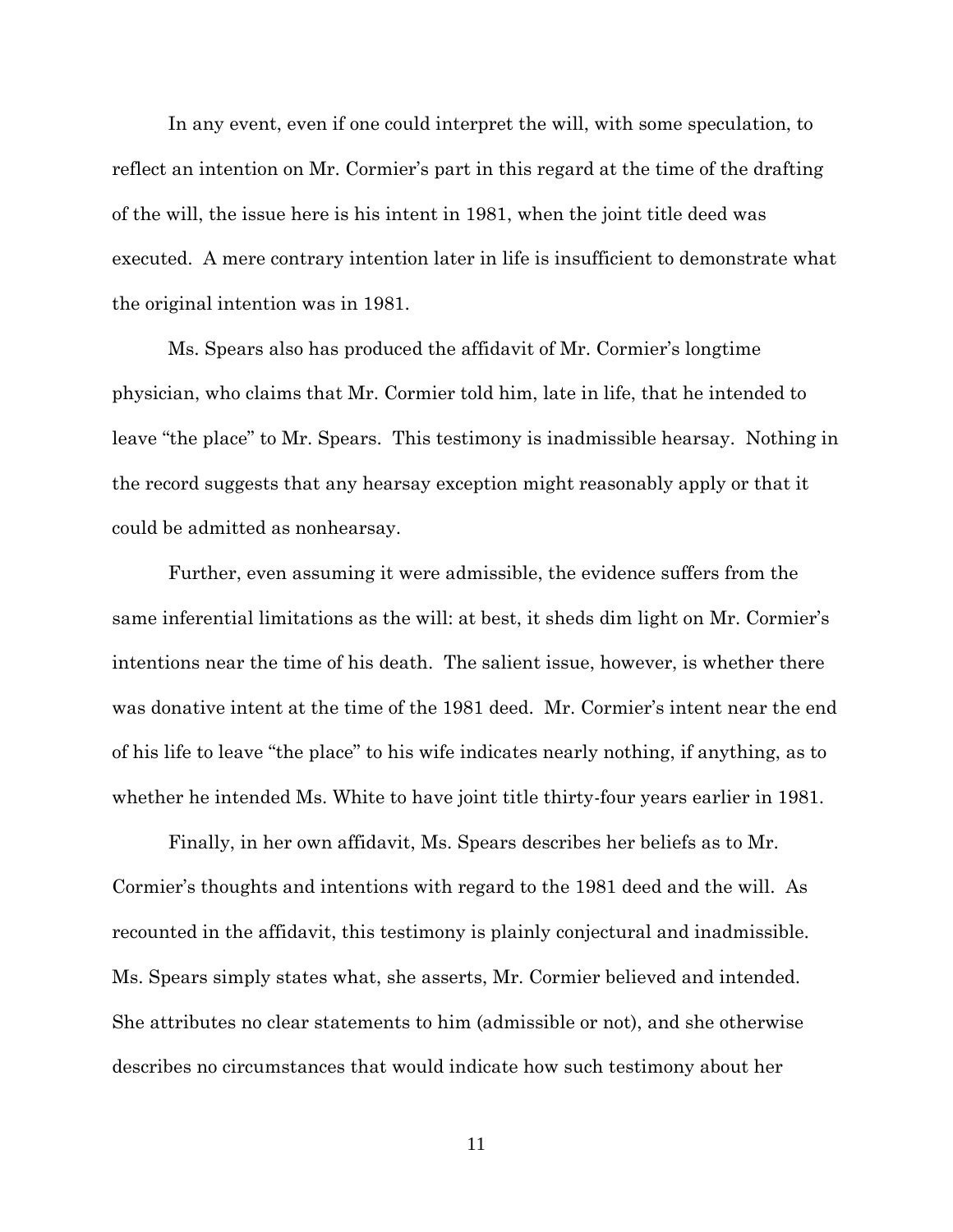In any event, even if one could interpret the will, with some speculation, to reflect an intention on Mr. Cormier's part in this regard at the time of the drafting of the will, the issue here is his intent in 1981, when the joint title deed was executed. A mere contrary intention later in life is insufficient to demonstrate what the original intention was in 1981.

Ms. Spears also has produced the affidavit of Mr. Cormier's longtime physician, who claims that Mr. Cormier told him, late in life, that he intended to leave "the place" to Mr. Spears. This testimony is inadmissible hearsay. Nothing in the record suggests that any hearsay exception might reasonably apply or that it could be admitted as nonhearsay.

Further, even assuming it were admissible, the evidence suffers from the same inferential limitations as the will: at best, it sheds dim light on Mr. Cormier's intentions near the time of his death. The salient issue, however, is whether there was donative intent at the time of the 1981 deed. Mr. Cormier's intent near the end of his life to leave "the place" to his wife indicates nearly nothing, if anything, as to whether he intended Ms. White to have joint title thirty-four years earlier in 1981.

Finally, in her own affidavit, Ms. Spears describes her beliefs as to Mr. Cormier's thoughts and intentions with regard to the 1981 deed and the will. As recounted in the affidavit, this testimony is plainly conjectural and inadmissible. Ms. Spears simply states what, she asserts, Mr. Cormier believed and intended. She attributes no clear statements to him (admissible or not), and she otherwise describes no circumstances that would indicate how such testimony about her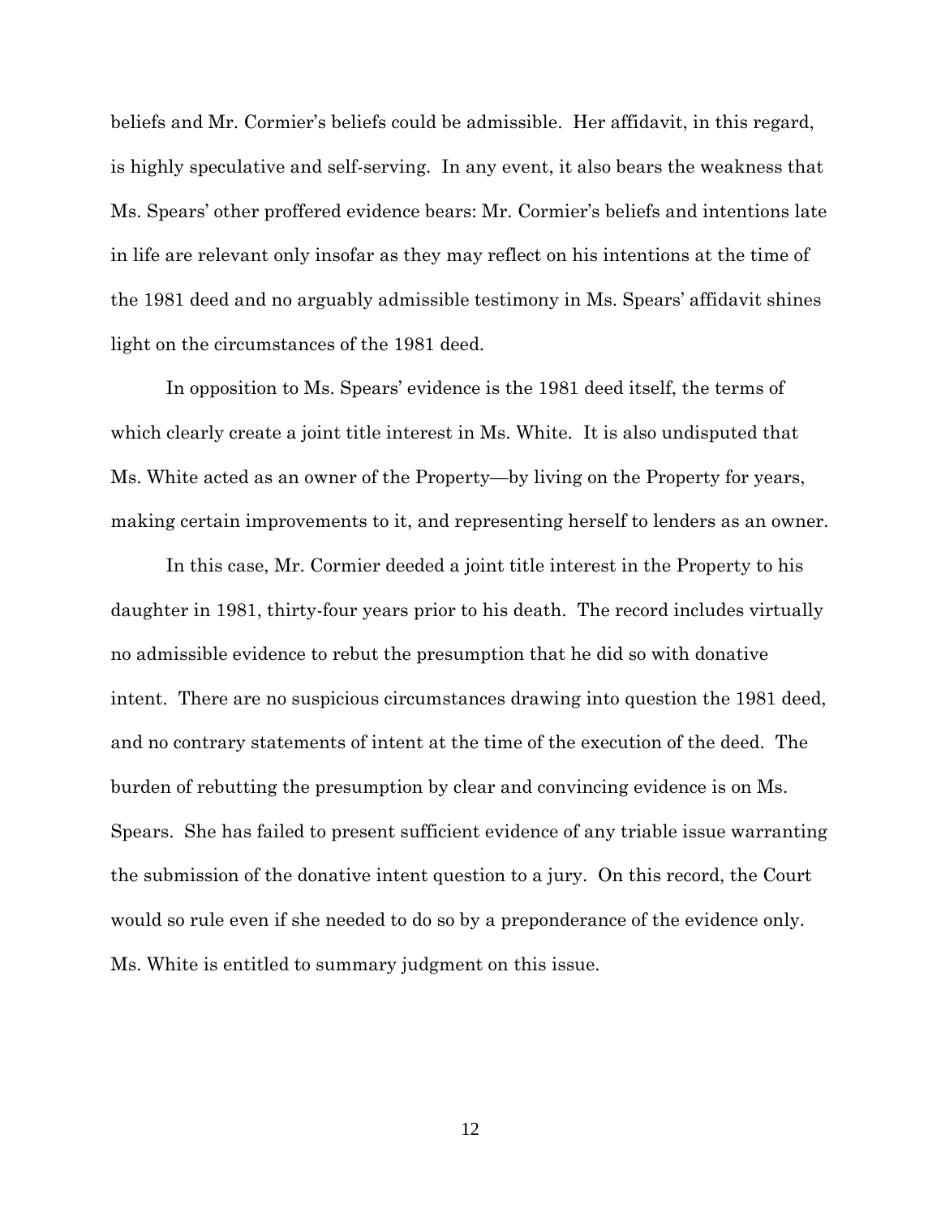beliefs and Mr. Cormier's beliefs could be admissible. Her affidavit, in this regard, is highly speculative and self-serving. In any event, it also bears the weakness that Ms. Spears' other proffered evidence bears: Mr. Cormier's beliefs and intentions late in life are relevant only insofar as they may reflect on his intentions at the time of the 1981 deed and no arguably admissible testimony in Ms. Spears' affidavit shines light on the circumstances of the 1981 deed.

In opposition to Ms. Spears' evidence is the 1981 deed itself, the terms of which clearly create a joint title interest in Ms. White. It is also undisputed that Ms. White acted as an owner of the Property—by living on the Property for years, making certain improvements to it, and representing herself to lenders as an owner.

In this case, Mr. Cormier deeded a joint title interest in the Property to his daughter in 1981, thirty-four years prior to his death. The record includes virtually no admissible evidence to rebut the presumption that he did so with donative intent. There are no suspicious circumstances drawing into question the 1981 deed, and no contrary statements of intent at the time of the execution of the deed. The burden of rebutting the presumption by clear and convincing evidence is on Ms. Spears. She has failed to present sufficient evidence of any triable issue warranting the submission of the donative intent question to a jury. On this record, the Court would so rule even if she needed to do so by a preponderance of the evidence only. Ms. White is entitled to summary judgment on this issue.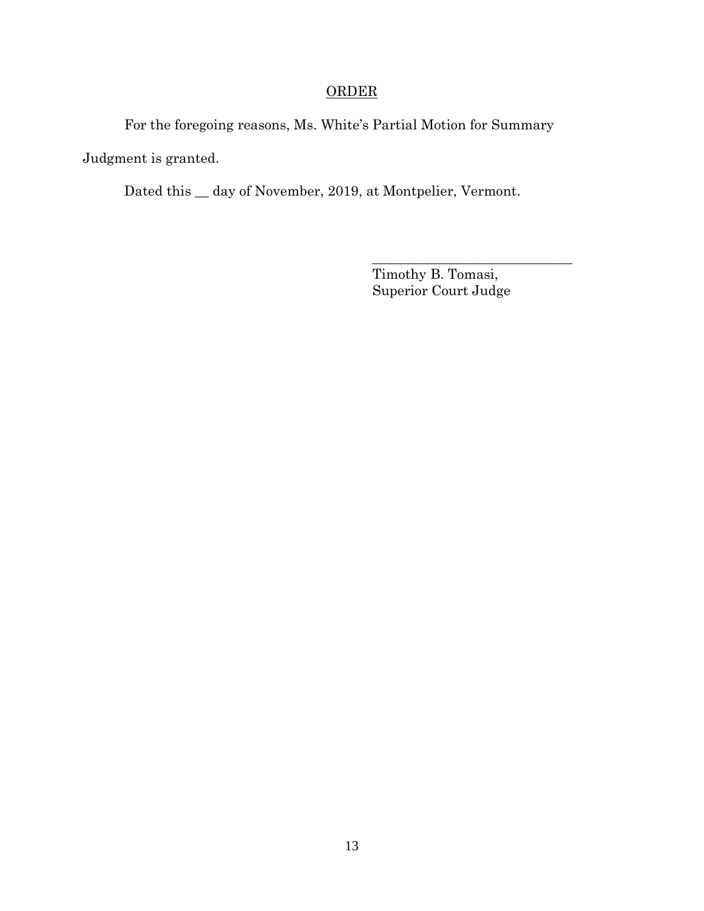<u>ORDER</u>

For the foregoing reasons, Ms. White's Partial Motion for Summary Judgment is granted.

Dated this __ day of November, 2019, at Montpelier, Vermont.

_____________________________

Timothy B. Tomasi,
Superior Court Judge